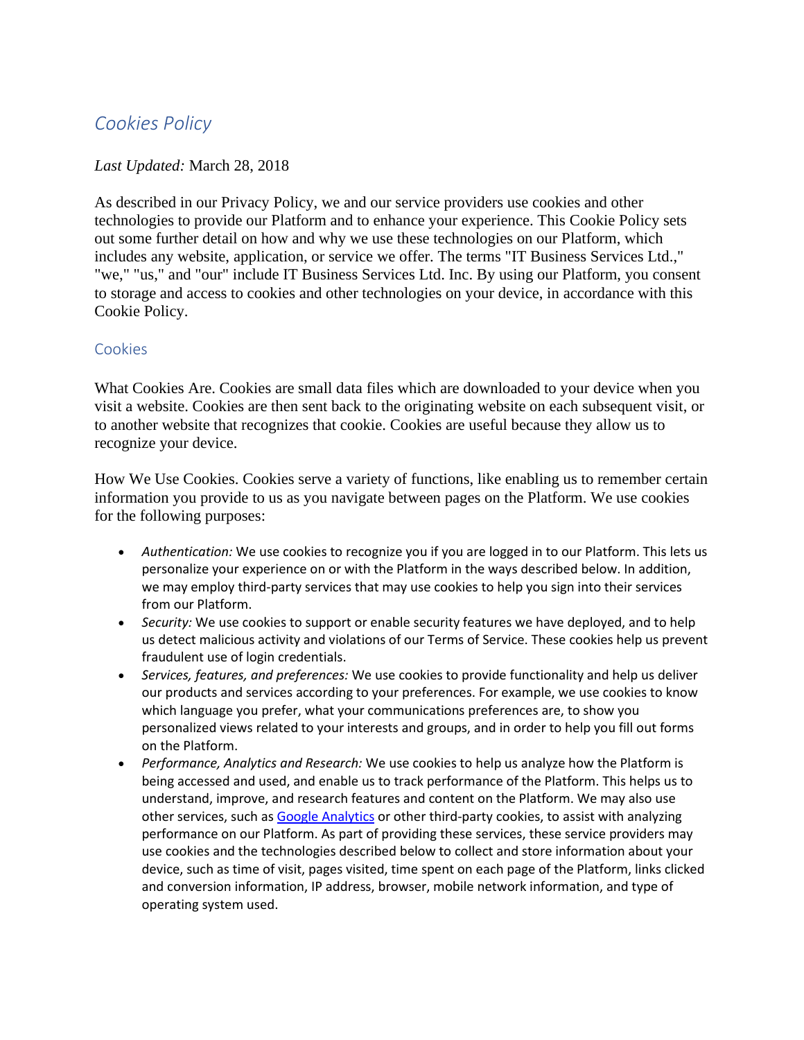# *Cookies Policy*

*Last Updated:* March 28, 2018

As described in our Privacy Policy, we and our service providers use cookies and other technologies to provide our Platform and to enhance your experience. This Cookie Policy sets out some further detail on how and why we use these technologies on our Platform, which includes any website, application, or service we offer. The terms "IT Business Services Ltd.," "we," "us," and "our" include IT Business Services Ltd. Inc. By using our Platform, you consent to storage and access to cookies and other technologies on your device, in accordance with this Cookie Policy.

## Cookies

What Cookies Are. Cookies are small data files which are downloaded to your device when you visit a website. Cookies are then sent back to the originating website on each subsequent visit, or to another website that recognizes that cookie. Cookies are useful because they allow us to recognize your device.

How We Use Cookies. Cookies serve a variety of functions, like enabling us to remember certain information you provide to us as you navigate between pages on the Platform. We use cookies for the following purposes:

- *Authentication:* We use cookies to recognize you if you are logged in to our Platform. This lets us personalize your experience on or with the Platform in the ways described below. In addition, we may employ third-party services that may use cookies to help you sign into their services from our Platform.
- *Security:* We use cookies to support or enable security features we have deployed, and to help us detect malicious activity and violations of our Terms of Service. These cookies help us prevent fraudulent use of login credentials.
- *Services, features, and preferences:* We use cookies to provide functionality and help us deliver our products and services according to your preferences. For example, we use cookies to know which language you prefer, what your communications preferences are, to show you personalized views related to your interests and groups, and in order to help you fill out forms on the Platform.
- *Performance, Analytics and Research:* We use cookies to help us analyze how the Platform is being accessed and used, and enable us to track performance of the Platform. This helps us to understand, improve, and research features and content on the Platform. We may also use other services, such as Google Analytics or other third-party cookies, to assist with analyzing performance on our Platform. As part of providing these services, these service providers may use cookies and the technologies described below to collect and store information about your device, such as time of visit, pages visited, time spent on each page of the Platform, links clicked and conversion information, IP address, browser, mobile network information, and type of operating system used.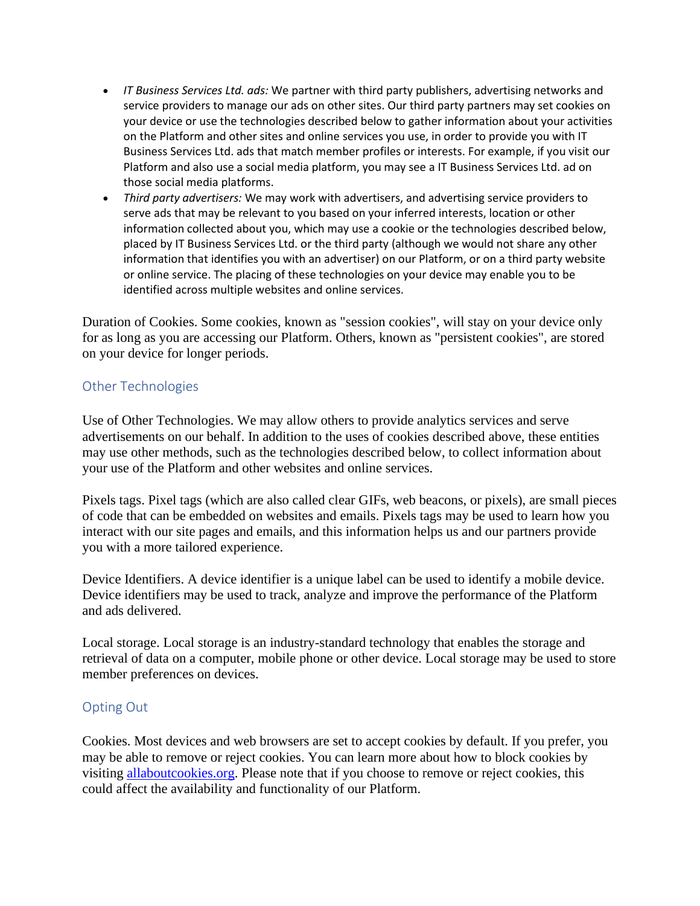- *IT Business Services Ltd. ads:* We partner with third party publishers, advertising networks and service providers to manage our ads on other sites. Our third party partners may set cookies on your device or use the technologies described below to gather information about your activities on the Platform and other sites and online services you use, in order to provide you with IT Business Services Ltd. ads that match member profiles or interests. For example, if you visit our Platform and also use a social media platform, you may see a IT Business Services Ltd. ad on those social media platforms.
- *Third party advertisers:* We may work with advertisers, and advertising service providers to serve ads that may be relevant to you based on your inferred interests, location or other information collected about you, which may use a cookie or the technologies described below, placed by IT Business Services Ltd. or the third party (although we would not share any other information that identifies you with an advertiser) on our Platform, or on a third party website or online service. The placing of these technologies on your device may enable you to be identified across multiple websites and online services.

Duration of Cookies. Some cookies, known as "session cookies", will stay on your device only for as long as you are accessing our Platform. Others, known as "persistent cookies", are stored on your device for longer periods.

## Other Technologies

Use of Other Technologies. We may allow others to provide analytics services and serve advertisements on our behalf. In addition to the uses of cookies described above, these entities may use other methods, such as the technologies described below, to collect information about your use of the Platform and other websites and online services.

Pixels tags. Pixel tags (which are also called clear GIFs, web beacons, or pixels), are small pieces of code that can be embedded on websites and emails. Pixels tags may be used to learn how you interact with our site pages and emails, and this information helps us and our partners provide you with a more tailored experience.

Device Identifiers. A device identifier is a unique label can be used to identify a mobile device. Device identifiers may be used to track, analyze and improve the performance of the Platform and ads delivered.

Local storage. Local storage is an industry-standard technology that enables the storage and retrieval of data on a computer, mobile phone or other device. Local storage may be used to store member preferences on devices.

## Opting Out

Cookies. Most devices and web browsers are set to accept cookies by default. If you prefer, you may be able to remove or reject cookies. You can learn more about how to block cookies by visiting [allaboutcookies.org](allaboutcookies.org). Please note that if you choose to remove or reject cookies, this could affect the availability and functionality of our Platform.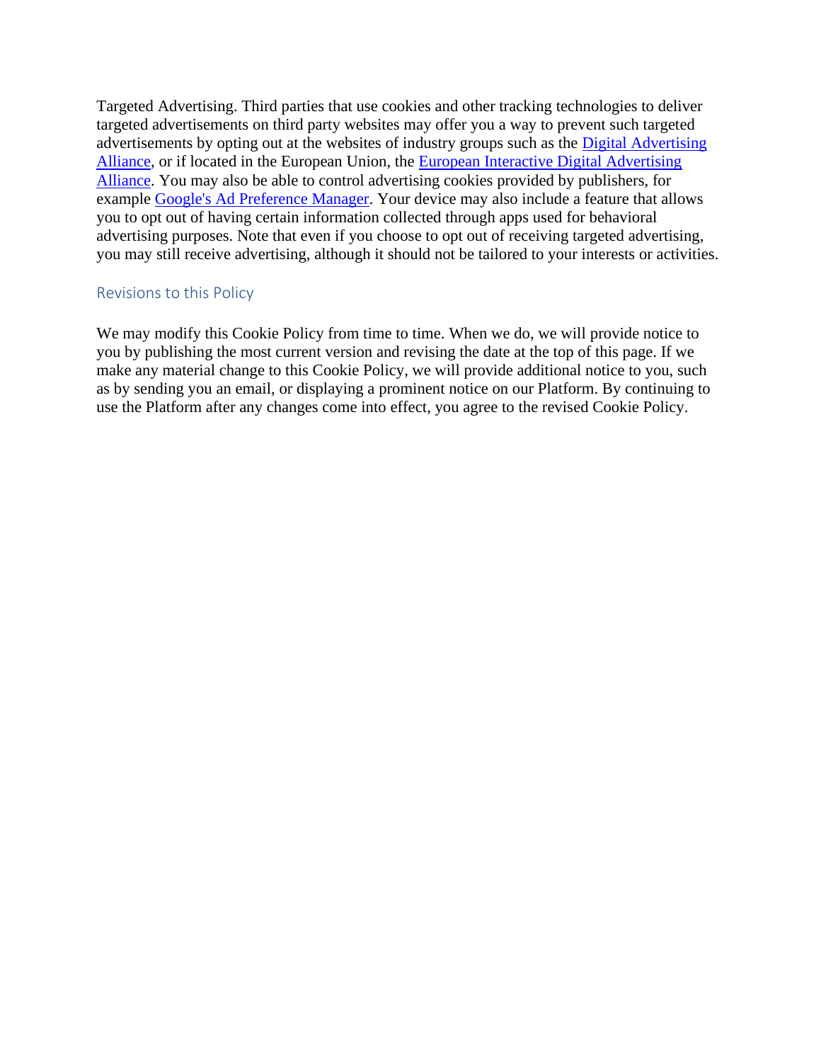Targeted Advertising. Third parties that use cookies and other tracking technologies to deliver targeted advertisements on third party websites may offer you a way to prevent such targeted advertisements by opting out at the websites of industry groups such as the Digital Advertising Alliance, or if located in the European Union, the European Interactive Digital Advertising Alliance. You may also be able to control advertising cookies provided by publishers, for example Google's Ad Preference Manager. Your device may also include a feature that allows you to opt out of having certain information collected through apps used for behavioral advertising purposes. Note that even if you choose to opt out of receiving targeted advertising, you may still receive advertising, although it should not be tailored to your interests or activities.

## Revisions to this Policy

We may modify this Cookie Policy from time to time. When we do, we will provide notice to you by publishing the most current version and revising the date at the top of this page. If we make any material change to this Cookie Policy, we will provide additional notice to you, such as by sending you an email, or displaying a prominent notice on our Platform. By continuing to use the Platform after any changes come into effect, you agree to the revised Cookie Policy.